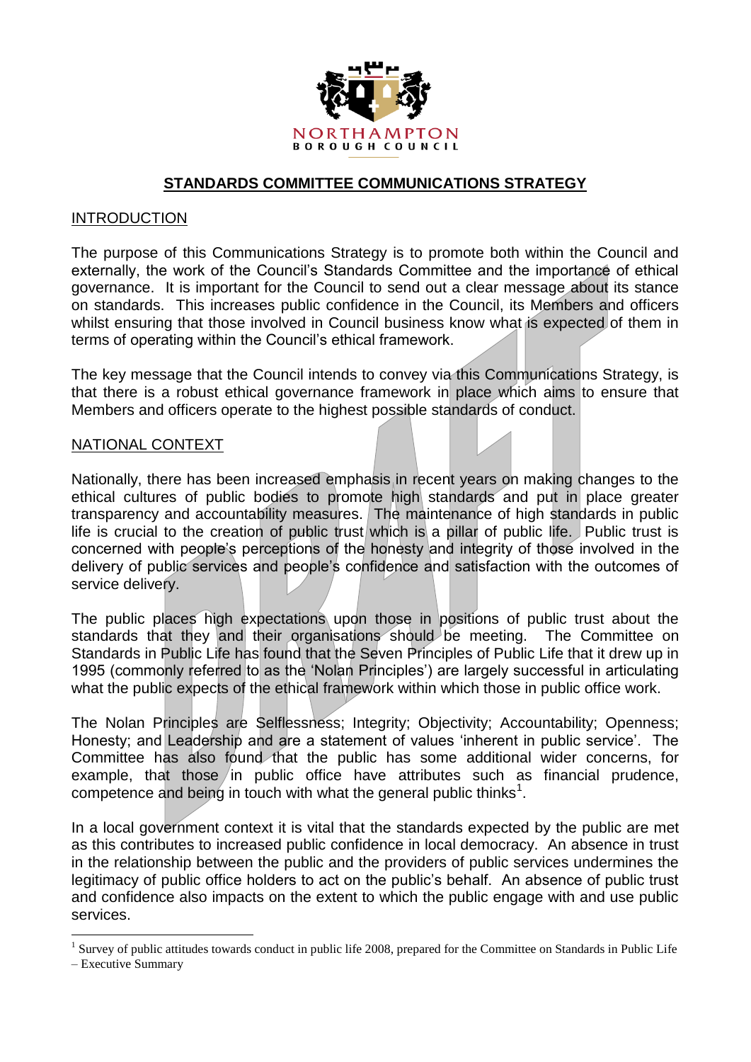NORTHAMPTON
BOROUGH COUNCIL

# STANDARDS COMMITTEE COMMUNICATIONS STRATEGY

## INTRODUCTION

The purpose of this Communications Strategy is to promote both within the Council and externally, the work of the Council's Standards Committee and the importance of ethical governance. It is important for the Council to send out a clear message about its stance on standards. This increases public confidence in the Council, its Members and officers whilst ensuring that those involved in Council business know what is expected of them in terms of operating within the Council's ethical framework.

The key message that the Council intends to convey via this Communications Strategy, is that there is a robust ethical governance framework in place which aims to ensure that Members and officers operate to the highest possible standards of conduct.

## NATIONAL CONTEXT

Nationally, there has been increased emphasis in recent years on making changes to the ethical cultures of public bodies to promote high standards and put in place greater transparency and accountability measures. The maintenance of high standards in public life is crucial to the creation of public trust which is a pillar of public life. Public trust is concerned with people's perceptions of the honesty and integrity of those involved in the delivery of public services and people's confidence and satisfaction with the outcomes of service delivery.

The public places high expectations upon those in positions of public trust about the standards that they and their organisations should be meeting. The Committee on Standards in Public Life has found that the Seven Principles of Public Life that it drew up in 1995 (commonly referred to as the 'Nolan Principles') are largely successful in articulating what the public expects of the ethical framework within which those in public office work.

The Nolan Principles are Selflessness; Integrity; Objectivity; Accountability; Openness; Honesty; and Leadership and are a statement of values 'inherent in public service'. The Committee has also found that the public has some additional wider concerns, for example, that those in public office have attributes such as financial prudence, competence and being in touch with what the general public thinks[1].

In a local government context it is vital that the standards expected by the public are met as this contributes to increased public confidence in local democracy. An absence in trust in the relationship between the public and the providers of public services undermines the legitimacy of public office holders to act on the public's behalf. An absence of public trust and confidence also impacts on the extent to which the public engage with and use public services.

[1] Survey of public attitudes towards conduct in public life 2008, prepared for the Committee on Standards in Public Life – Executive Summary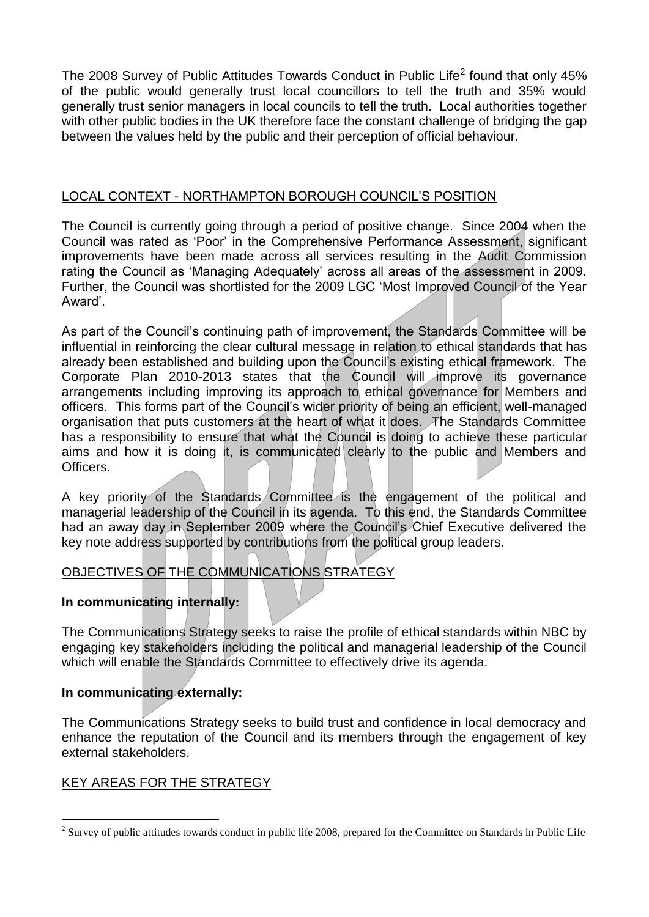The 2008 Survey of Public Attitudes Towards Conduct in Public Life[2] found that only 45% of the public would generally trust local councillors to tell the truth and 35% would generally trust senior managers in local councils to tell the truth. Local authorities together with other public bodies in the UK therefore face the constant challenge of bridging the gap between the values held by the public and their perception of official behaviour.

## LOCAL CONTEXT - NORTHAMPTON BOROUGH COUNCIL'S POSITION

The Council is currently going through a period of positive change. Since 2004 when the Council was rated as 'Poor' in the Comprehensive Performance Assessment, significant improvements have been made across all services resulting in the Audit Commission rating the Council as 'Managing Adequately' across all areas of the assessment in 2009. Further, the Council was shortlisted for the 2009 LGC 'Most Improved Council of the Year Award'.

As part of the Council's continuing path of improvement, the Standards Committee will be influential in reinforcing the clear cultural message in relation to ethical standards that has already been established and building upon the Council's existing ethical framework. The Corporate Plan 2010-2013 states that the Council will improve its governance arrangements including improving its approach to ethical governance for Members and officers. This forms part of the Council's wider priority of being an efficient, well-managed organisation that puts customers at the heart of what it does. The Standards Committee has a responsibility to ensure that what the Council is doing to achieve these particular aims and how it is doing it, is communicated clearly to the public and Members and Officers.

A key priority of the Standards Committee is the engagement of the political and managerial leadership of the Council in its agenda. To this end, the Standards Committee had an away day in September 2009 where the Council's Chief Executive delivered the key note address supported by contributions from the political group leaders.

## OBJECTIVES OF THE COMMUNICATIONS STRATEGY

**In communicating internally:**

The Communications Strategy seeks to raise the profile of ethical standards within NBC by engaging key stakeholders including the political and managerial leadership of the Council which will enable the Standards Committee to effectively drive its agenda.

**In communicating externally:**

The Communications Strategy seeks to build trust and confidence in local democracy and enhance the reputation of the Council and its members through the engagement of key external stakeholders.

## KEY AREAS FOR THE STRATEGY

[2] Survey of public attitudes towards conduct in public life 2008, prepared for the Committee on Standards in Public Life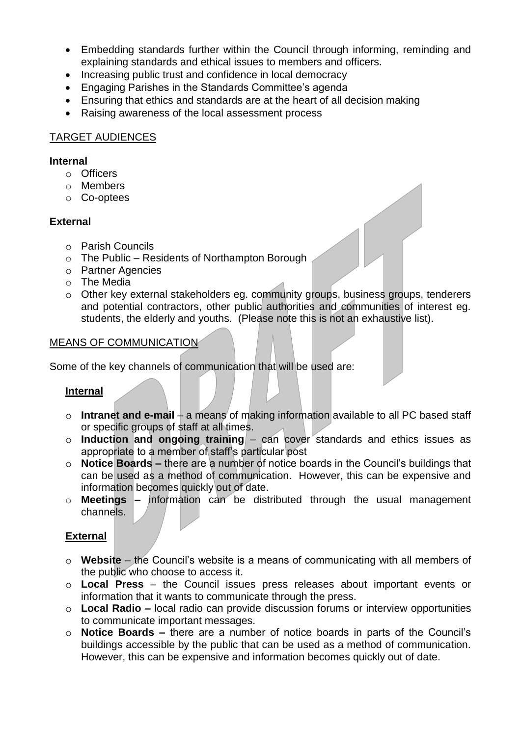- Embedding standards further within the Council through informing, reminding and explaining standards and ethical issues to members and officers.
- Increasing public trust and confidence in local democracy
- Engaging Parishes in the Standards Committee's agenda
- Ensuring that ethics and standards are at the heart of all decision making
- Raising awareness of the local assessment process

## TARGET AUDIENCES

**Internal**

- Officers
- Members
- Co-optees

**External**

- Parish Councils
- The Public – Residents of Northampton Borough
- Partner Agencies
- The Media
- Other key external stakeholders eg. community groups, business groups, tenderers and potential contractors, other public authorities and communities of interest eg. students, the elderly and youths. (Please note this is not an exhaustive list).

## MEANS OF COMMUNICATION

Some of the key channels of communication that will be used are:

### Internal

- **Intranet and e-mail** – a means of making information available to all PC based staff or specific groups of staff at all times.
- **Induction and ongoing training** – can cover standards and ethics issues as appropriate to a member of staff's particular post
- **Notice Boards –** there are a number of notice boards in the Council's buildings that can be used as a method of communication. However, this can be expensive and information becomes quickly out of date.
- **Meetings –** information can be distributed through the usual management channels.

### External

- **Website** – the Council's website is a means of communicating with all members of the public who choose to access it.
- **Local Press** – the Council issues press releases about important events or information that it wants to communicate through the press.
- **Local Radio –** local radio can provide discussion forums or interview opportunities to communicate important messages.
- **Notice Boards –** there are a number of notice boards in parts of the Council's buildings accessible by the public that can be used as a method of communication. However, this can be expensive and information becomes quickly out of date.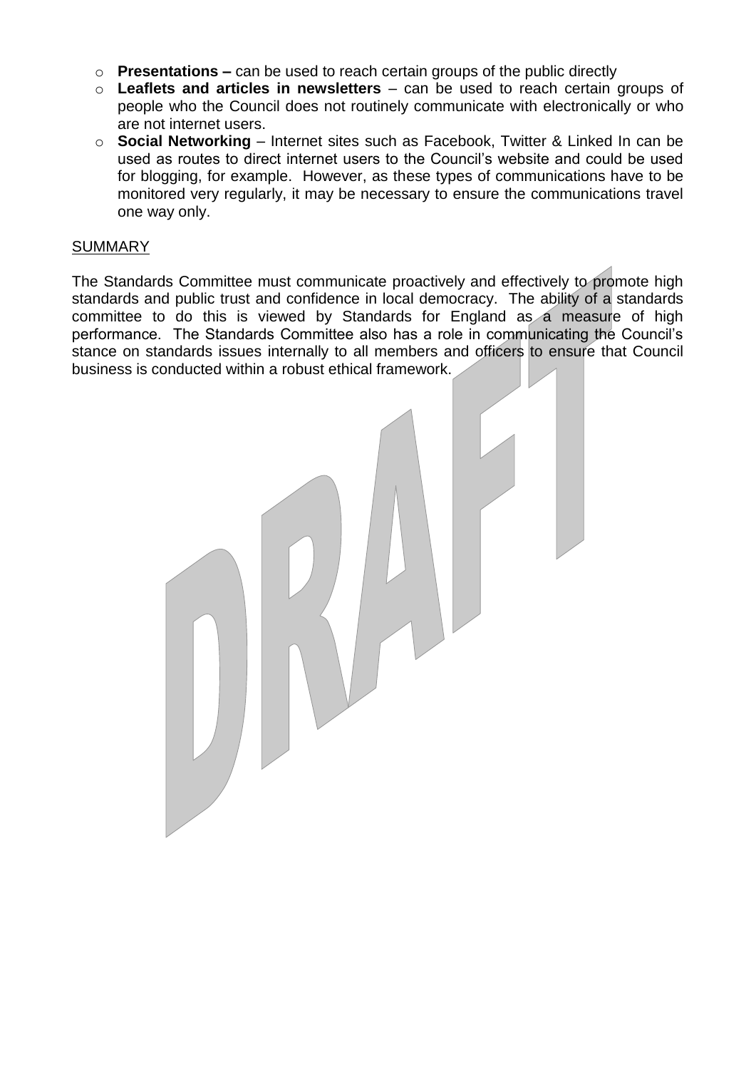- **Presentations –** can be used to reach certain groups of the public directly
- **Leaflets and articles in newsletters** – can be used to reach certain groups of people who the Council does not routinely communicate with electronically or who are not internet users.
- **Social Networking** – Internet sites such as Facebook, Twitter & Linked In can be used as routes to direct internet users to the Council's website and could be used for blogging, for example. However, as these types of communications have to be monitored very regularly, it may be necessary to ensure the communications travel one way only.

## SUMMARY

The Standards Committee must communicate proactively and effectively to promote high standards and public trust and confidence in local democracy. The ability of a standards committee to do this is viewed by Standards for England as a measure of high performance. The Standards Committee also has a role in communicating the Council's stance on standards issues internally to all members and officers to ensure that Council business is conducted within a robust ethical framework.